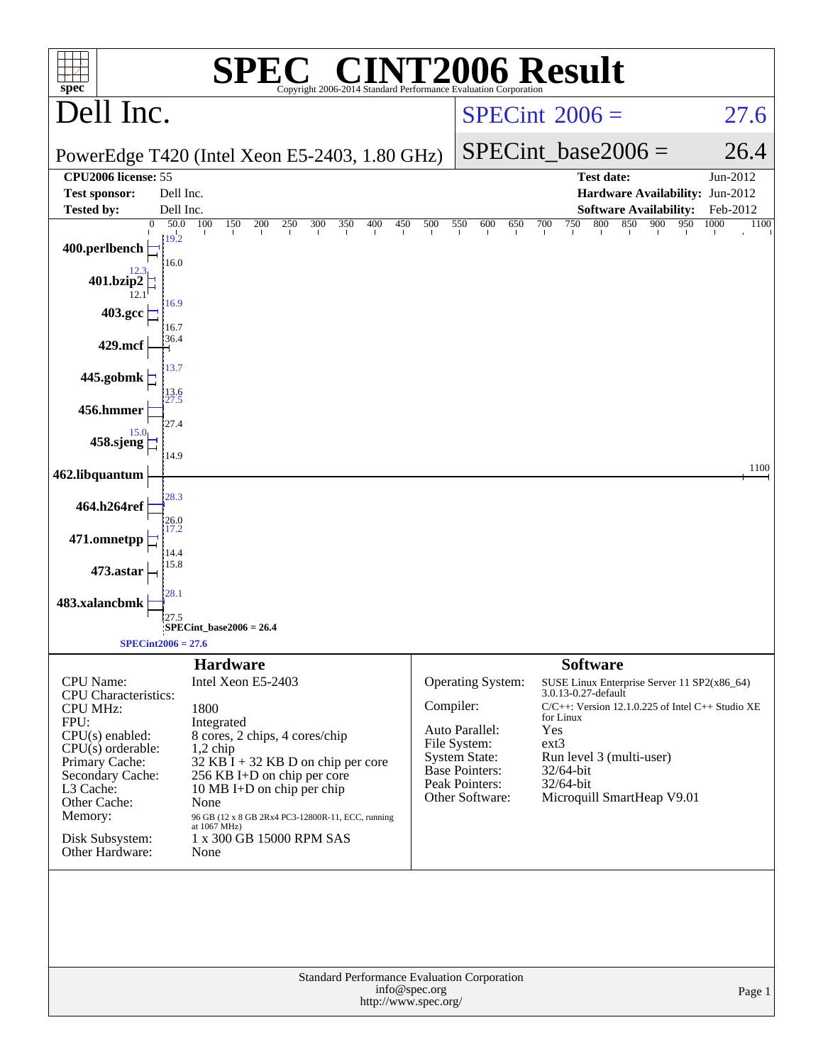# SPEC® CINT2006 Result

Copyright 2006-2014 Standard Performance Evaluation Corporation

## Dell Inc.

PowerEdge T420 (Intel Xeon E5-2403, 1.80 GHz)

SPECint® 2006 = 27.6

SPECint_base2006 = 26.4

| | | | |
|---|---|---|---|
| **CPU2006 license:** | 55 | **Test date:** | Jun-2012 |
| **Test sponsor:** | Dell Inc. | **Hardware Availability:** | Jun-2012 |
| **Tested by:** | Dell Inc. | **Software Availability:** | Feb-2012 |

| Benchmark | Peak | Base |
|---|---|---|
| 400.perlbench | 19.2 | 16.0 |
| 401.bzip2 | 12.3 | 12.1 |
| 403.gcc | 16.9 | 16.7 |
| 429.mcf | 36.4 | |
| 445.gobmk | 13.7 | 13.6 |
| 456.hmmer | 27.5 | 27.4 |
| 458.sjeng | 15.0 | 14.9 |
| 462.libquantum | 1100 | |
| 464.h264ref | 28.3 | 26.0 |
| 471.omnetpp | 17.2 | 14.4 |
| 473.astar | 15.8 | |
| 483.xalancbmk | 28.1 | 27.5 |

SPECint_base2006 = 26.4

SPECint2006 = 27.6

## Hardware

| | |
|---|---|
| CPU Name: | Intel Xeon E5-2403 |
| CPU Characteristics: | |
| CPU MHz: | 1800 |
| FPU: | Integrated |
| CPU(s) enabled: | 8 cores, 2 chips, 4 cores/chip |
| CPU(s) orderable: | 1,2 chip |
| Primary Cache: | 32 KB I + 32 KB D on chip per core |
| Secondary Cache: | 256 KB I+D on chip per core |
| L3 Cache: | 10 MB I+D on chip per chip |
| Other Cache: | None |
| Memory: | 96 GB (12 x 8 GB 2Rx4 PC3-12800R-11, ECC, running at 1067 MHz) |
| Disk Subsystem: | 1 x 300 GB 15000 RPM SAS |
| Other Hardware: | None |

## Software

| | |
|---|---|
| Operating System: | SUSE Linux Enterprise Server 11 SP2(x86_64) 3.0.13-0.27-default |
| Compiler: | C/C++: Version 12.1.0.225 of Intel C++ Studio XE for Linux |
| Auto Parallel: | Yes |
| File System: | ext3 |
| System State: | Run level 3 (multi-user) |
| Base Pointers: | 32/64-bit |
| Peak Pointers: | 32/64-bit |
| Other Software: | Microquill SmartHeap V9.01 |

Standard Performance Evaluation Corporation
info@spec.org
http://www.spec.org/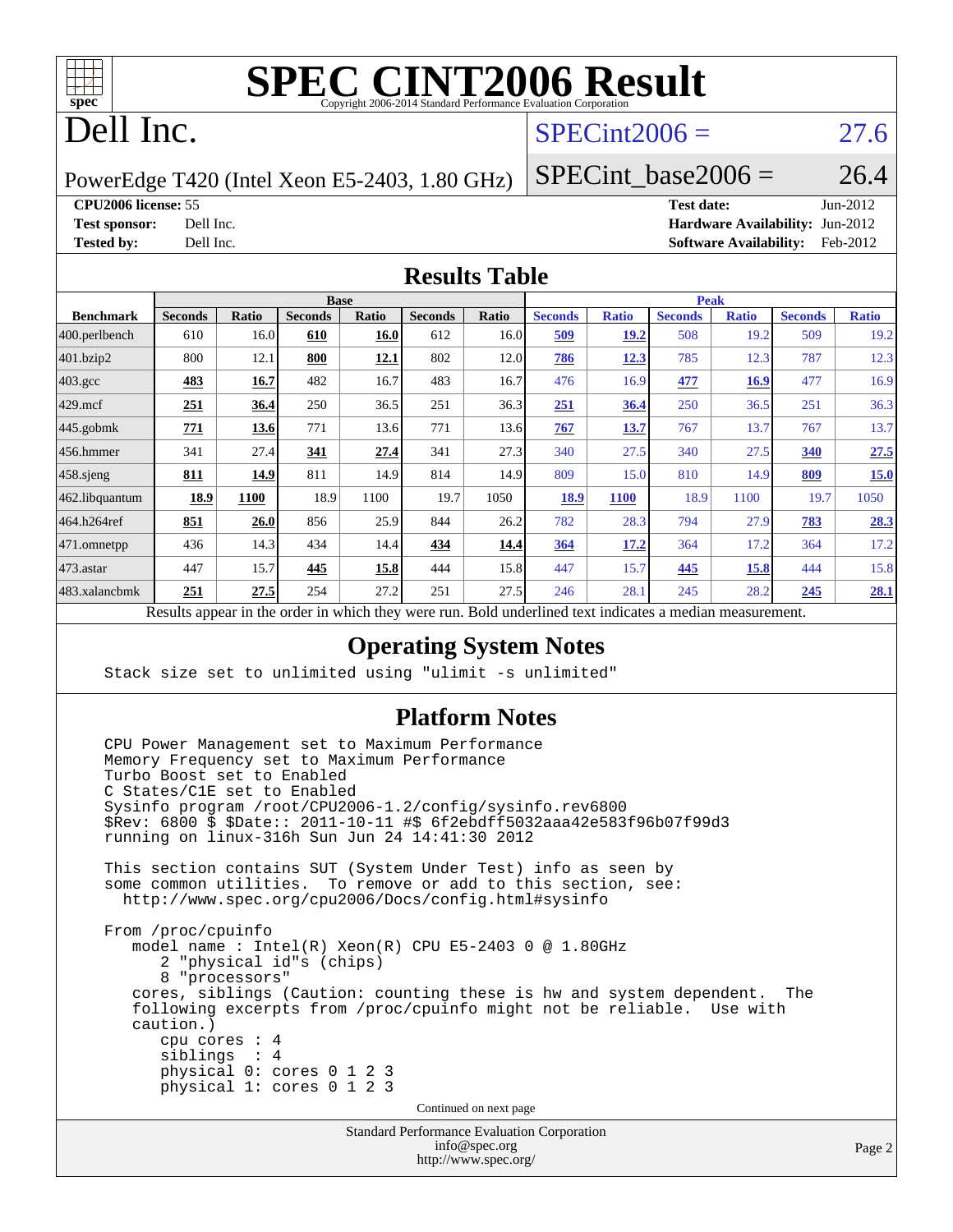# SPEC CINT2006 Result

Copyright 2006-2014 Standard Performance Evaluation Corporation

# Dell Inc.

PowerEdge T420 (Intel Xeon E5-2403, 1.80 GHz)

SPECint2006 = 27.6

SPECint_base2006 = 26.4

**CPU2006 license:** 55
**Test sponsor:** Dell Inc.
**Tested by:** Dell Inc.

**Test date:** Jun-2012
**Hardware Availability:** Jun-2012
**Software Availability:** Feb-2012

## Results Table

| Benchmark | Base | | | | | | Peak | | | | | |
|---|---|---|---|---|---|---|---|---|---|---|---|---|
| | Seconds | Ratio | Seconds | Ratio | Seconds | Ratio | Seconds | Ratio | Seconds | Ratio | Seconds | Ratio |
| 400.perlbench | 610 | 16.0 | **610** | **16.0** | 612 | 16.0 | **509** | **19.2** | 508 | 19.2 | 509 | 19.2 |
| 401.bzip2 | 800 | 12.1 | **800** | **12.1** | 802 | 12.0 | **786** | **12.3** | 785 | 12.3 | 787 | 12.3 |
| 403.gcc | **483** | **16.7** | 482 | 16.7 | 483 | 16.7 | 476 | 16.9 | **477** | **16.9** | 477 | 16.9 |
| 429.mcf | **251** | **36.4** | 250 | 36.5 | 251 | 36.3 | **251** | **36.4** | 250 | 36.5 | 251 | 36.3 |
| 445.gobmk | **771** | **13.6** | 771 | 13.6 | 771 | 13.6 | **767** | **13.7** | 767 | 13.7 | 767 | 13.7 |
| 456.hmmer | 341 | 27.4 | **341** | **27.4** | 341 | 27.3 | 340 | 27.5 | 340 | 27.5 | **340** | **27.5** |
| 458.sjeng | **811** | **14.9** | 811 | 14.9 | 814 | 14.9 | 809 | 15.0 | 810 | 14.9 | **809** | **15.0** |
| 462.libquantum | **18.9** | **1100** | 18.9 | 1100 | 19.7 | 1050 | **18.9** | **1100** | 18.9 | 1100 | 19.7 | 1050 |
| 464.h264ref | **851** | **26.0** | 856 | 25.9 | 844 | 26.2 | 782 | 28.3 | 794 | 27.9 | **783** | **28.3** |
| 471.omnetpp | 436 | 14.3 | 434 | 14.4 | **434** | **14.4** | **364** | **17.2** | 364 | 17.2 | 364 | 17.2 |
| 473.astar | 447 | 15.7 | **445** | **15.8** | 444 | 15.8 | 447 | 15.7 | **445** | **15.8** | 444 | 15.8 |
| 483.xalancbmk | **251** | **27.5** | 254 | 27.2 | 251 | 27.5 | 246 | 28.1 | 245 | 28.2 | **245** | **28.1** |

Results appear in the order in which they were run. Bold underlined text indicates a median measurement.

## Operating System Notes

```
Stack size set to unlimited using "ulimit -s unlimited"
```

## Platform Notes

```
CPU Power Management set to Maximum Performance
Memory Frequency set to Maximum Performance
Turbo Boost set to Enabled
C States/C1E set to Enabled
Sysinfo program /root/CPU2006-1.2/config/sysinfo.rev6800
$Rev: 6800 $ $Date:: 2011-10-11 #$ 6f2ebdff5032aaa42e583f96b07f99d3
running on linux-316h Sun Jun 24 14:41:30 2012

This section contains SUT (System Under Test) info as seen by
some common utilities.  To remove or add to this section, see:
  http://www.spec.org/cpu2006/Docs/config.html#sysinfo

From /proc/cpuinfo
   model name : Intel(R) Xeon(R) CPU E5-2403 0 @ 1.80GHz
      2 "physical id"s (chips)
      8 "processors"
   cores, siblings (Caution: counting these is hw and system dependent.  The
   following excerpts from /proc/cpuinfo might not be reliable.  Use with
   caution.)
      cpu cores : 4
      siblings  : 4
      physical 0: cores 0 1 2 3
      physical 1: cores 0 1 2 3
```

Continued on next page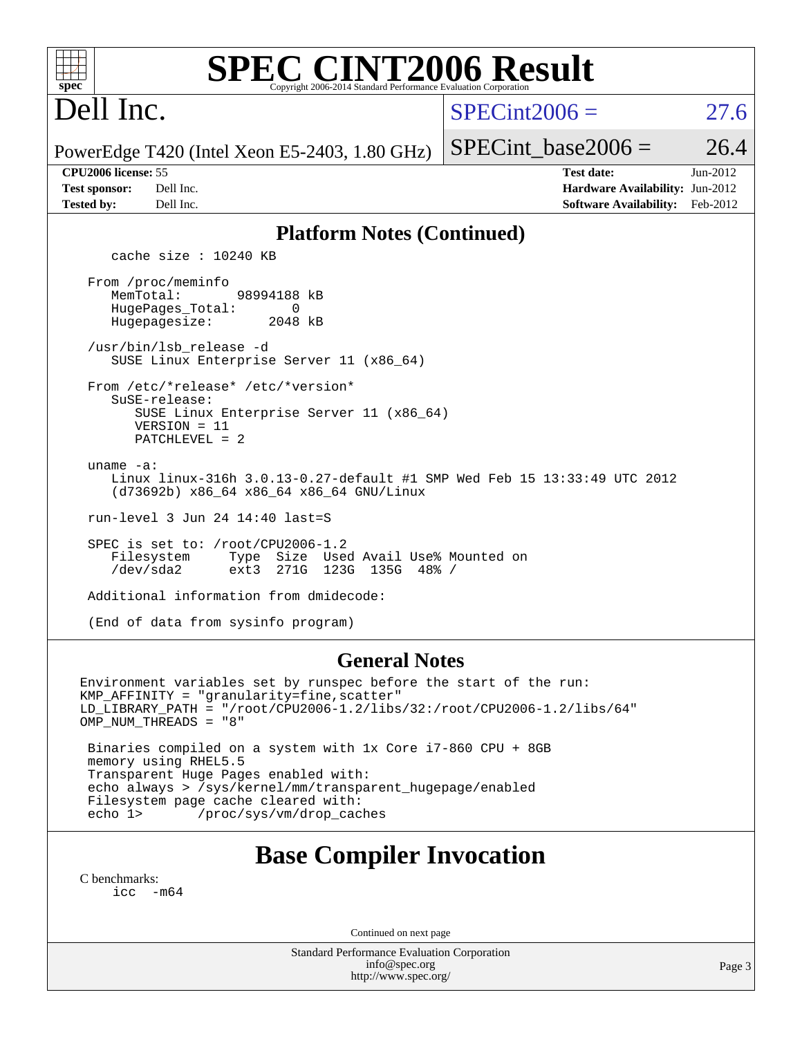# SPEC CINT2006 Result

Copyright 2006-2014 Standard Performance Evaluation Corporation

# Dell Inc.

PowerEdge T420 (Intel Xeon E5-2403, 1.80 GHz)

SPECint2006 = 27.6

SPECint_base2006 = 26.4

**CPU2006 license:** 55
**Test sponsor:** Dell Inc.
**Tested by:** Dell Inc.

**Test date:** Jun-2012
**Hardware Availability:** Jun-2012
**Software Availability:** Feb-2012

## Platform Notes (Continued)

```
    cache size : 10240 KB

 From /proc/meminfo
    MemTotal:       98994188 kB
    HugePages_Total:       0
    Hugepagesize:       2048 kB

 /usr/bin/lsb_release -d
    SUSE Linux Enterprise Server 11 (x86_64)

 From /etc/*release* /etc/*version*
    SuSE-release:
       SUSE Linux Enterprise Server 11 (x86_64)
       VERSION = 11
       PATCHLEVEL = 2

 uname -a:
    Linux linux-316h 3.0.13-0.27-default #1 SMP Wed Feb 15 13:33:49 UTC 2012
    (d73692b) x86_64 x86_64 x86_64 GNU/Linux

 run-level 3 Jun 24 14:40 last=S

 SPEC is set to: /root/CPU2006-1.2
    Filesystem     Type  Size  Used Avail Use% Mounted on
    /dev/sda2      ext3  271G  123G  135G  48% /

 Additional information from dmidecode:

 (End of data from sysinfo program)
```

## General Notes

```
Environment variables set by runspec before the start of the run:
KMP_AFFINITY = "granularity=fine,scatter"
LD_LIBRARY_PATH = "/root/CPU2006-1.2/libs/32:/root/CPU2006-1.2/libs/64"
OMP_NUM_THREADS = "8"

 Binaries compiled on a system with 1x Core i7-860 CPU + 8GB
 memory using RHEL5.5
 Transparent Huge Pages enabled with:
 echo always > /sys/kernel/mm/transparent_hugepage/enabled
 Filesystem page cache cleared with:
 echo 1>       /proc/sys/vm/drop_caches
```

## Base Compiler Invocation

C benchmarks:
```
icc   -m64
```

Continued on next page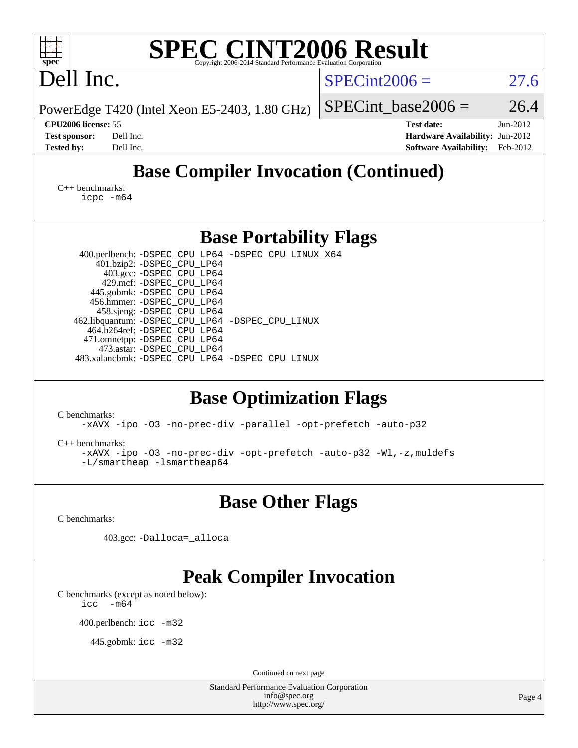# SPEC CINT2006 Result

Copyright 2006-2014 Standard Performance Evaluation Corporation

## Dell Inc.

PowerEdge T420 (Intel Xeon E5-2403, 1.80 GHz)

SPECint2006 = 27.6

SPECint_base2006 = 26.4

**CPU2006 license:** 55
**Test sponsor:** Dell Inc.
**Tested by:** Dell Inc.

**Test date:** Jun-2012
**Hardware Availability:** Jun-2012
**Software Availability:** Feb-2012

## Base Compiler Invocation (Continued)

C++ benchmarks:

```
icpc -m64
```

## Base Portability Flags

| Benchmark | Flags |
|---|---|
| 400.perlbench: | -DSPEC_CPU_LP64 -DSPEC_CPU_LINUX_X64 |
| 401.bzip2: | -DSPEC_CPU_LP64 |
| 403.gcc: | -DSPEC_CPU_LP64 |
| 429.mcf: | -DSPEC_CPU_LP64 |
| 445.gobmk: | -DSPEC_CPU_LP64 |
| 456.hmmer: | -DSPEC_CPU_LP64 |
| 458.sjeng: | -DSPEC_CPU_LP64 |
| 462.libquantum: | -DSPEC_CPU_LP64 -DSPEC_CPU_LINUX |
| 464.h264ref: | -DSPEC_CPU_LP64 |
| 471.omnetpp: | -DSPEC_CPU_LP64 |
| 473.astar: | -DSPEC_CPU_LP64 |
| 483.xalancbmk: | -DSPEC_CPU_LP64 -DSPEC_CPU_LINUX |

## Base Optimization Flags

C benchmarks:

```
-xAVX -ipo -O3 -no-prec-div -parallel -opt-prefetch -auto-p32
```

C++ benchmarks:

```
-xAVX -ipo -O3 -no-prec-div -opt-prefetch -auto-p32 -Wl,-z,muldefs
-L/smartheap -lsmartheap64
```

## Base Other Flags

C benchmarks:

403.gcc: `-Dalloca=_alloca`

## Peak Compiler Invocation

C benchmarks (except as noted below):

```
icc  -m64
```

400.perlbench: `icc -m32`

445.gobmk: `icc -m32`

Continued on next page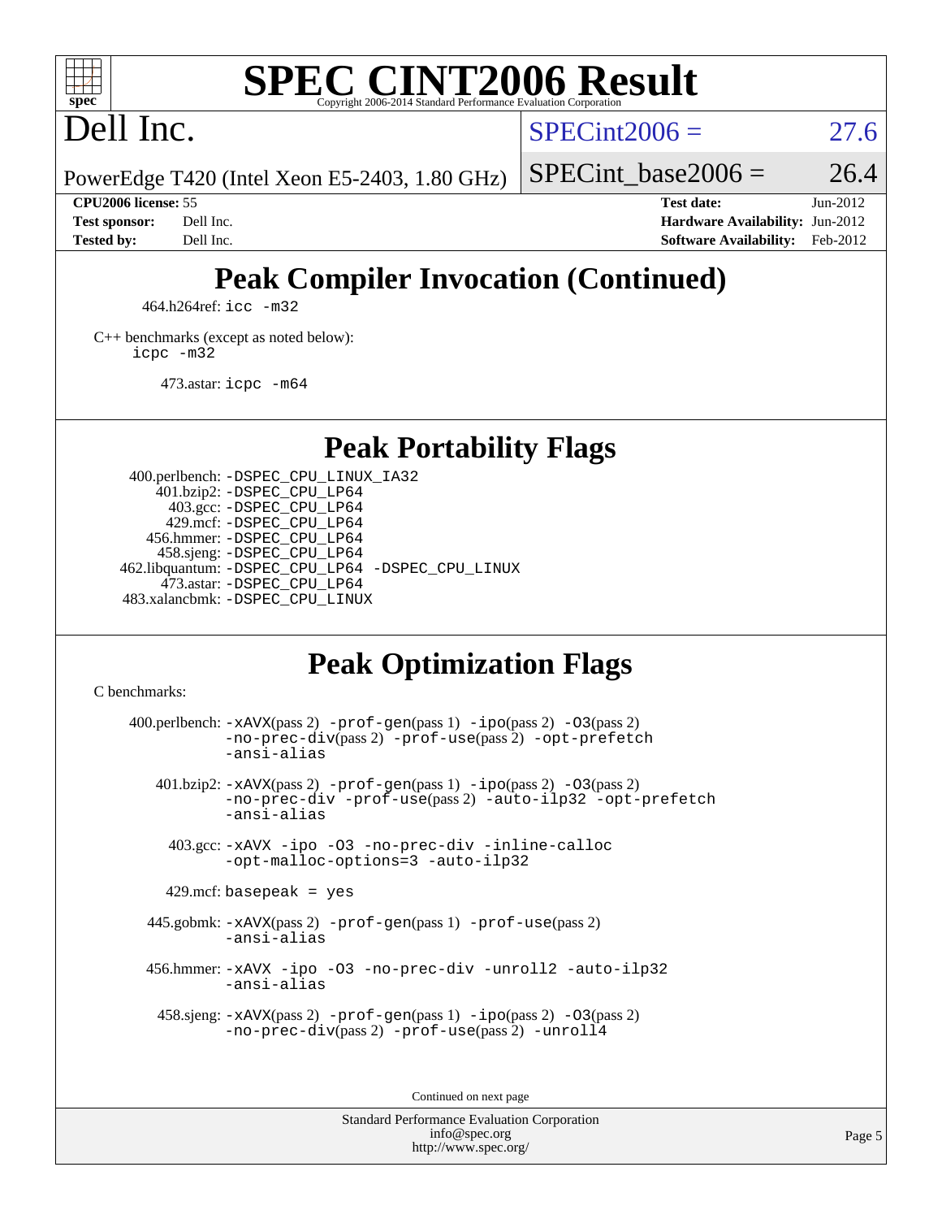# SPEC CINT2006 Result

Copyright 2006-2014 Standard Performance Evaluation Corporation

# Dell Inc.

PowerEdge T420 (Intel Xeon E5-2403, 1.80 GHz)

SPECint2006 = 27.6

SPECint_base2006 = 26.4

| | | | |
|---|---|---|---|
| **CPU2006 license:** 55 | | **Test date:** | Jun-2012 |
| **Test sponsor:** | Dell Inc. | **Hardware Availability:** | Jun-2012 |
| **Tested by:** | Dell Inc. | **Software Availability:** | Feb-2012 |

## Peak Compiler Invocation (Continued)

464.h264ref: `icc -m32`

C++ benchmarks (except as noted below):
`icpc -m32`

473.astar: `icpc -m64`

## Peak Portability Flags

400.perlbench: `-DSPEC_CPU_LINUX_IA32`
401.bzip2: `-DSPEC_CPU_LP64`
403.gcc: `-DSPEC_CPU_LP64`
429.mcf: `-DSPEC_CPU_LP64`
456.hmmer: `-DSPEC_CPU_LP64`
458.sjeng: `-DSPEC_CPU_LP64`
462.libquantum: `-DSPEC_CPU_LP64 -DSPEC_CPU_LINUX`
473.astar: `-DSPEC_CPU_LP64`
483.xalancbmk: `-DSPEC_CPU_LINUX`

## Peak Optimization Flags

C benchmarks:

400.perlbench: `-xAVX`(pass 2) `-prof-gen`(pass 1) `-ipo`(pass 2) `-O3`(pass 2) `-no-prec-div`(pass 2) `-prof-use`(pass 2) `-opt-prefetch` `-ansi-alias`

401.bzip2: `-xAVX`(pass 2) `-prof-gen`(pass 1) `-ipo`(pass 2) `-O3`(pass 2) `-no-prec-div` `-prof-use`(pass 2) `-auto-ilp32` `-opt-prefetch` `-ansi-alias`

403.gcc: `-xAVX -ipo -O3 -no-prec-div -inline-calloc -opt-malloc-options=3 -auto-ilp32`

429.mcf: `basepeak = yes`

445.gobmk: `-xAVX`(pass 2) `-prof-gen`(pass 1) `-prof-use`(pass 2) `-ansi-alias`

456.hmmer: `-xAVX -ipo -O3 -no-prec-div -unroll2 -auto-ilp32 -ansi-alias`

458.sjeng: `-xAVX`(pass 2) `-prof-gen`(pass 1) `-ipo`(pass 2) `-O3`(pass 2) `-no-prec-div`(pass 2) `-prof-use`(pass 2) `-unroll4`

Continued on next page

Standard Performance Evaluation Corporation
info@spec.org
http://www.spec.org/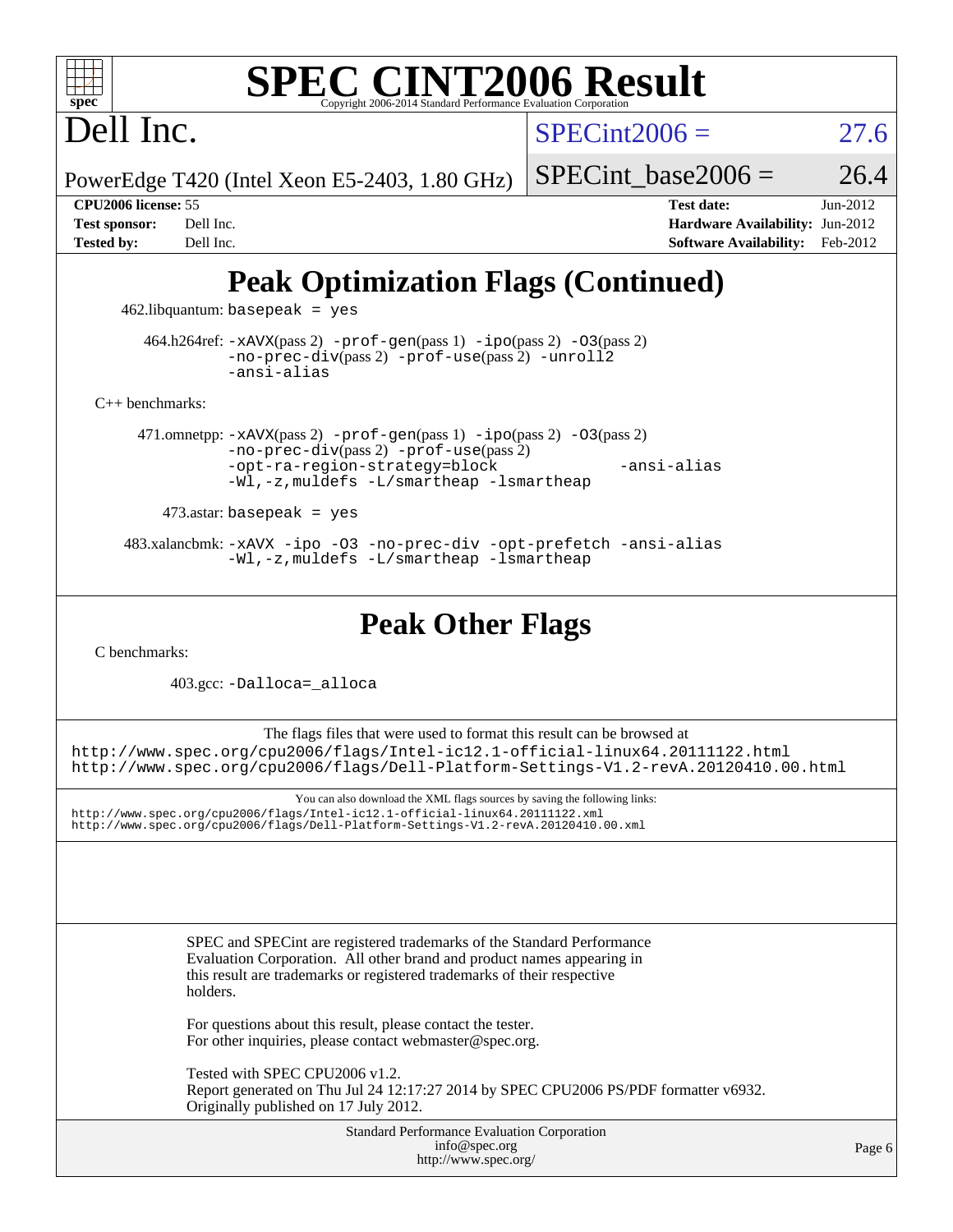# Peak Optimization Flags (Continued)

462.libquantum: `basepeak = yes`

464.h264ref: `-xAVX`(pass 2) `-prof-gen`(pass 1) `-ipo`(pass 2) `-O3`(pass 2) `-no-prec-div`(pass 2) `-prof-use`(pass 2) `-unroll2` `-ansi-alias`

C++ benchmarks:

471.omnetpp: `-xAVX`(pass 2) `-prof-gen`(pass 1) `-ipo`(pass 2) `-O3`(pass 2) `-no-prec-div`(pass 2) `-prof-use`(pass 2) `-opt-ra-region-strategy=block` `-ansi-alias` `-Wl,-z,muldefs` `-L/smartheap` `-lsmartheap`

473.astar: `basepeak = yes`

483.xalancbmk: `-xAVX` `-ipo` `-O3` `-no-prec-div` `-opt-prefetch` `-ansi-alias` `-Wl,-z,muldefs` `-L/smartheap` `-lsmartheap`

# Peak Other Flags

C benchmarks:

403.gcc: `-Dalloca=_alloca`

The flags files that were used to format this result can be browsed at
http://www.spec.org/cpu2006/flags/Intel-ic12.1-official-linux64.20111122.html
http://www.spec.org/cpu2006/flags/Dell-Platform-Settings-V1.2-revA.20120410.00.html

You can also download the XML flags sources by saving the following links:
http://www.spec.org/cpu2006/flags/Intel-ic12.1-official-linux64.20111122.xml
http://www.spec.org/cpu2006/flags/Dell-Platform-Settings-V1.2-revA.20120410.00.xml

SPEC and SPECint are registered trademarks of the Standard Performance Evaluation Corporation. All other brand and product names appearing in this result are trademarks or registered trademarks of their respective holders.

For questions about this result, please contact the tester.
For other inquiries, please contact webmaster@spec.org.

Tested with SPEC CPU2006 v1.2.
Report generated on Thu Jul 24 12:17:27 2014 by SPEC CPU2006 PS/PDF formatter v6932.
Originally published on 17 July 2012.